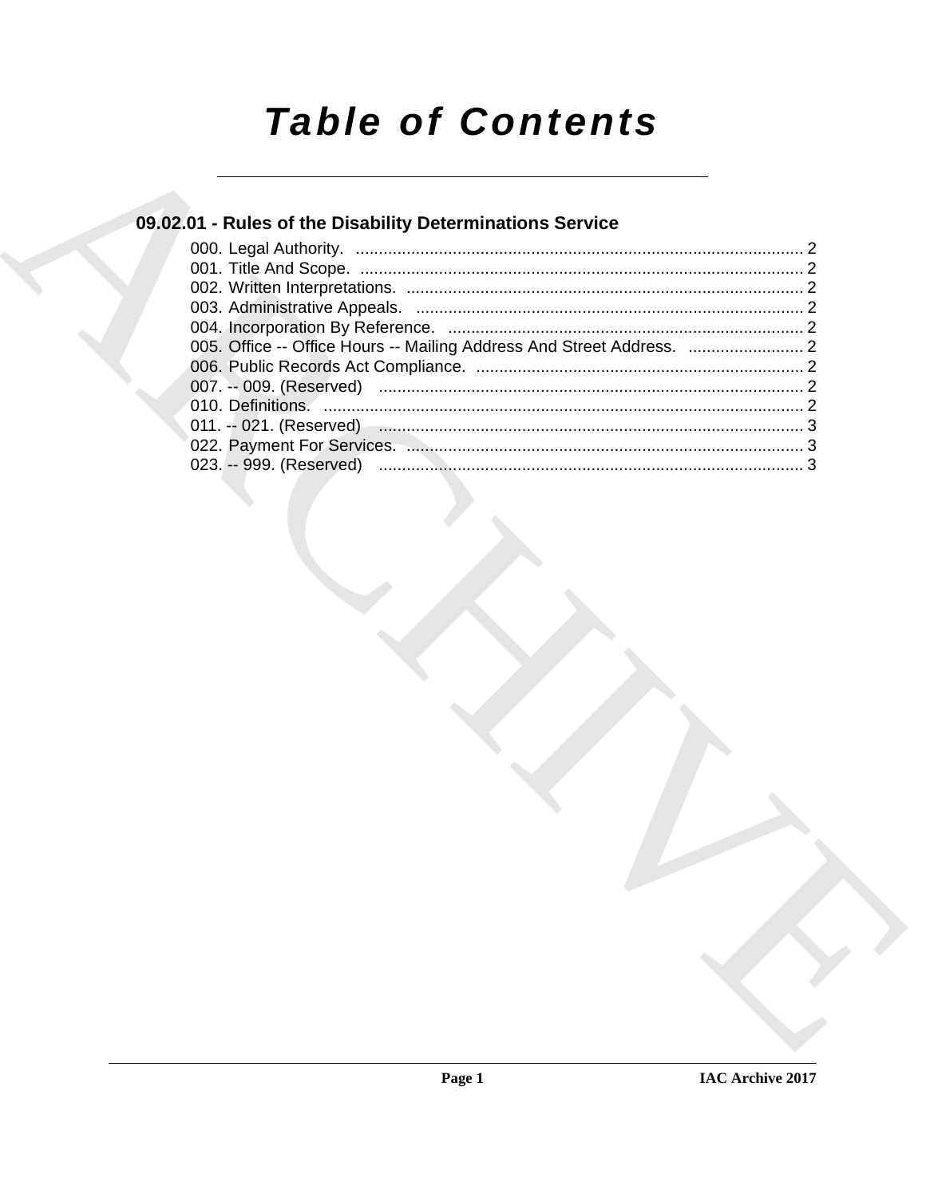# Table of Contents

## 09.02.01 - Rules of the Disability Determinations Service

000. Legal Authority. ....... 2
001. Title And Scope. ....... 2
002. Written Interpretations. ....... 2
003. Administrative Appeals. ....... 2
004. Incorporation By Reference. ....... 2
005. Office -- Office Hours -- Mailing Address And Street Address. ....... 2
006. Public Records Act Compliance. ....... 2
007. -- 009. (Reserved) ....... 2
010. Definitions. ....... 2
011. -- 021. (Reserved) ....... 3
022. Payment For Services. ....... 3
023. -- 999. (Reserved) ....... 3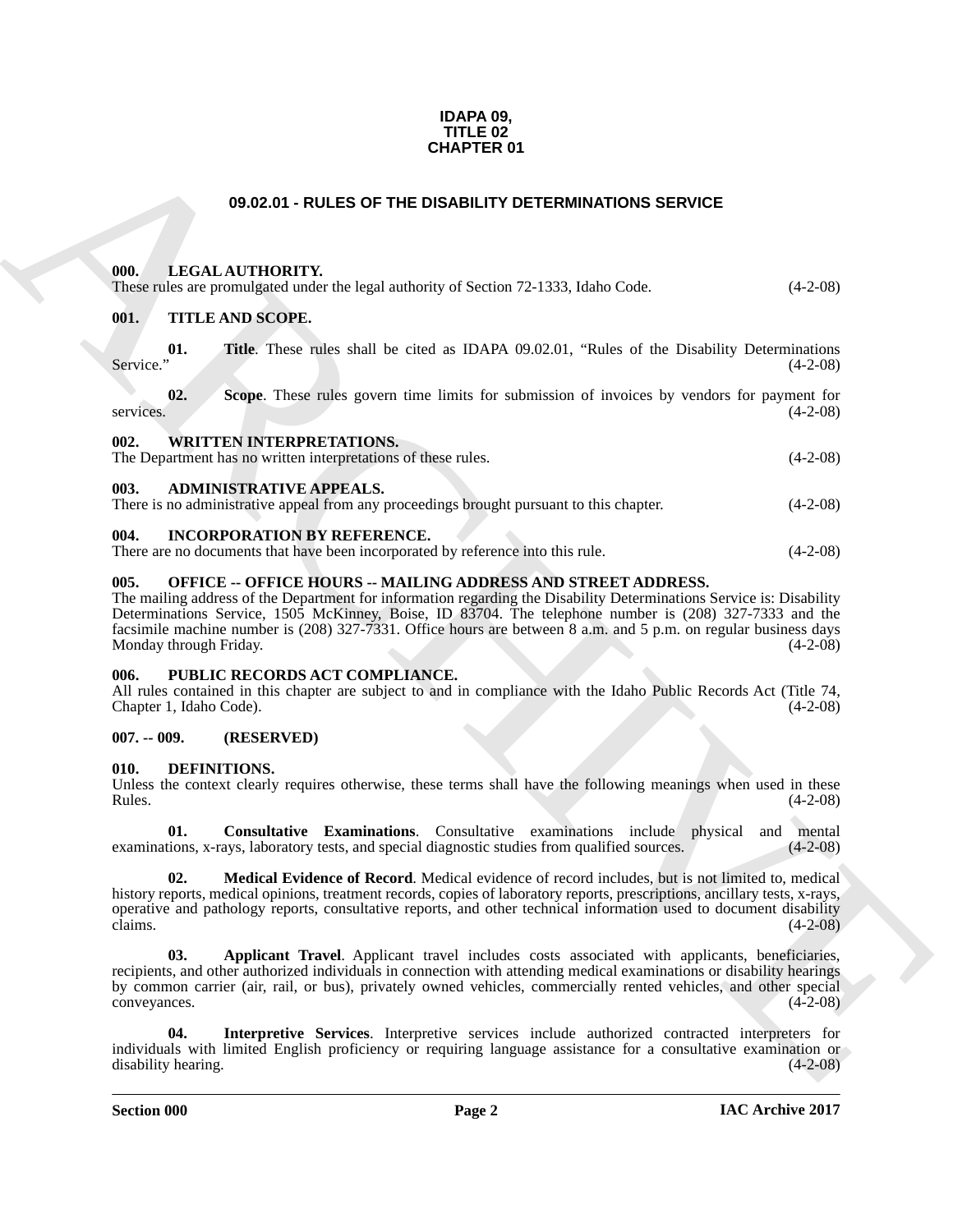**IDAPA 09,**
**TITLE 02**
**CHAPTER 01**

## 09.02.01 - RULES OF THE DISABILITY DETERMINATIONS SERVICE

### 000. LEGAL AUTHORITY.

These rules are promulgated under the legal authority of Section 72-1333, Idaho Code. (4-2-08)

### 001. TITLE AND SCOPE.

**01. Title**. These rules shall be cited as IDAPA 09.02.01, "Rules of the Disability Determinations Service." (4-2-08)

**02. Scope**. These rules govern time limits for submission of invoices by vendors for payment for services. (4-2-08)

### 002. WRITTEN INTERPRETATIONS.

The Department has no written interpretations of these rules. (4-2-08)

### 003. ADMINISTRATIVE APPEALS.

There is no administrative appeal from any proceedings brought pursuant to this chapter. (4-2-08)

### 004. INCORPORATION BY REFERENCE.

There are no documents that have been incorporated by reference into this rule. (4-2-08)

### 005. OFFICE -- OFFICE HOURS -- MAILING ADDRESS AND STREET ADDRESS.

The mailing address of the Department for information regarding the Disability Determinations Service is: Disability Determinations Service, 1505 McKinney, Boise, ID 83704. The telephone number is (208) 327-7333 and the facsimile machine number is (208) 327-7331. Office hours are between 8 a.m. and 5 p.m. on regular business days Monday through Friday. (4-2-08)

### 006. PUBLIC RECORDS ACT COMPLIANCE.

All rules contained in this chapter are subject to and in compliance with the Idaho Public Records Act (Title 74, Chapter 1, Idaho Code). (4-2-08)

### 007. -- 009. (RESERVED)

### 010. DEFINITIONS.

Unless the context clearly requires otherwise, these terms shall have the following meanings when used in these Rules. (4-2-08)

**01. Consultative Examinations**. Consultative examinations include physical and mental examinations, x-rays, laboratory tests, and special diagnostic studies from qualified sources. (4-2-08)

**02. Medical Evidence of Record**. Medical evidence of record includes, but is not limited to, medical history reports, medical opinions, treatment records, copies of laboratory reports, prescriptions, ancillary tests, x-rays, operative and pathology reports, consultative reports, and other technical information used to document disability claims. (4-2-08)

**03. Applicant Travel**. Applicant travel includes costs associated with applicants, beneficiaries, recipients, and other authorized individuals in connection with attending medical examinations or disability hearings by common carrier (air, rail, or bus), privately owned vehicles, commercially rented vehicles, and other special conveyances. (4-2-08)

**04. Interpretive Services**. Interpretive services include authorized contracted interpreters for individuals with limited English proficiency or requiring language assistance for a consultative examination or disability hearing. (4-2-08)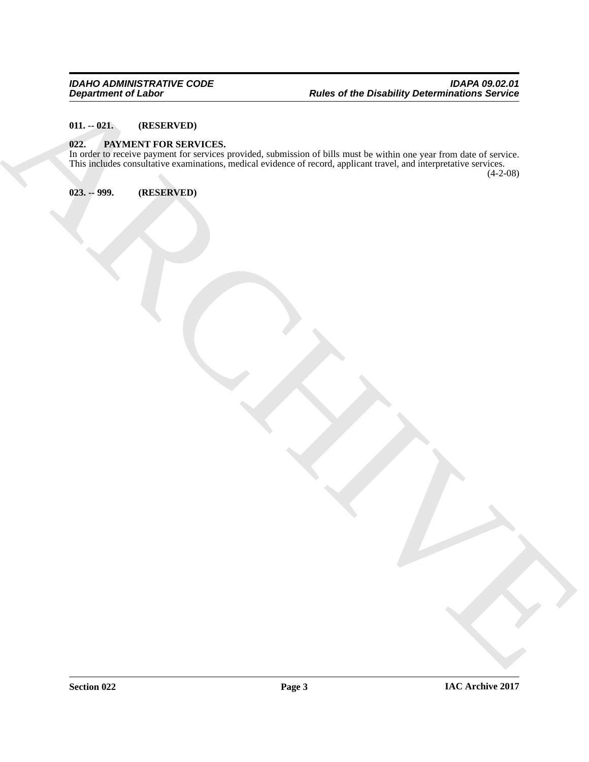**011. -- 021. (RESERVED)**

**022. PAYMENT FOR SERVICES.**

In order to receive payment for services provided, submission of bills must be within one year from date of service. This includes consultative examinations, medical evidence of record, applicant travel, and interpretative services. (4-2-08)

**023. -- 999. (RESERVED)**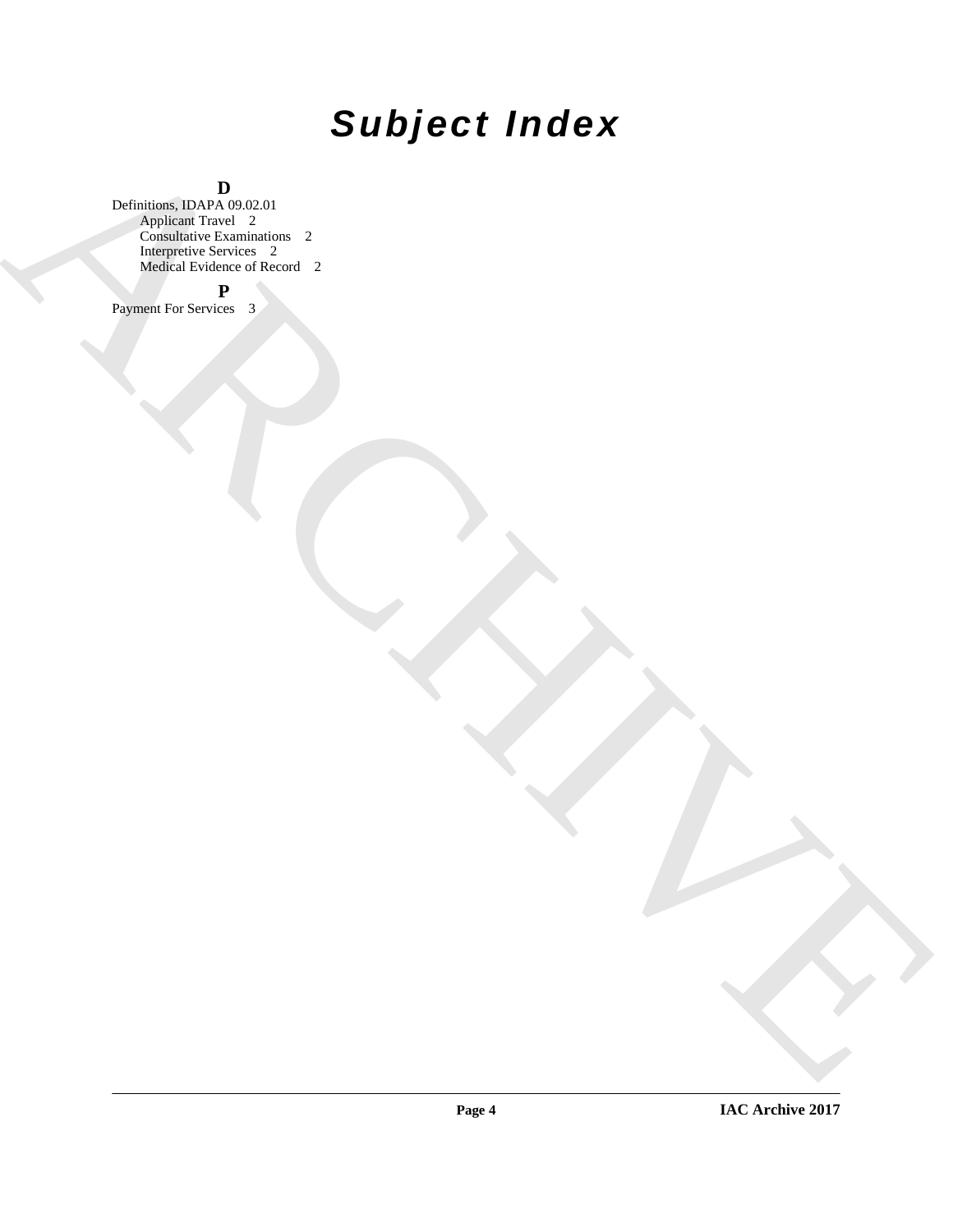# *Subject Index*

**D**

Definitions, IDAPA 09.02.01
- Applicant Travel 2
- Consultative Examinations 2
- Interpretive Services 2
- Medical Evidence of Record 2

**P**

Payment For Services 3